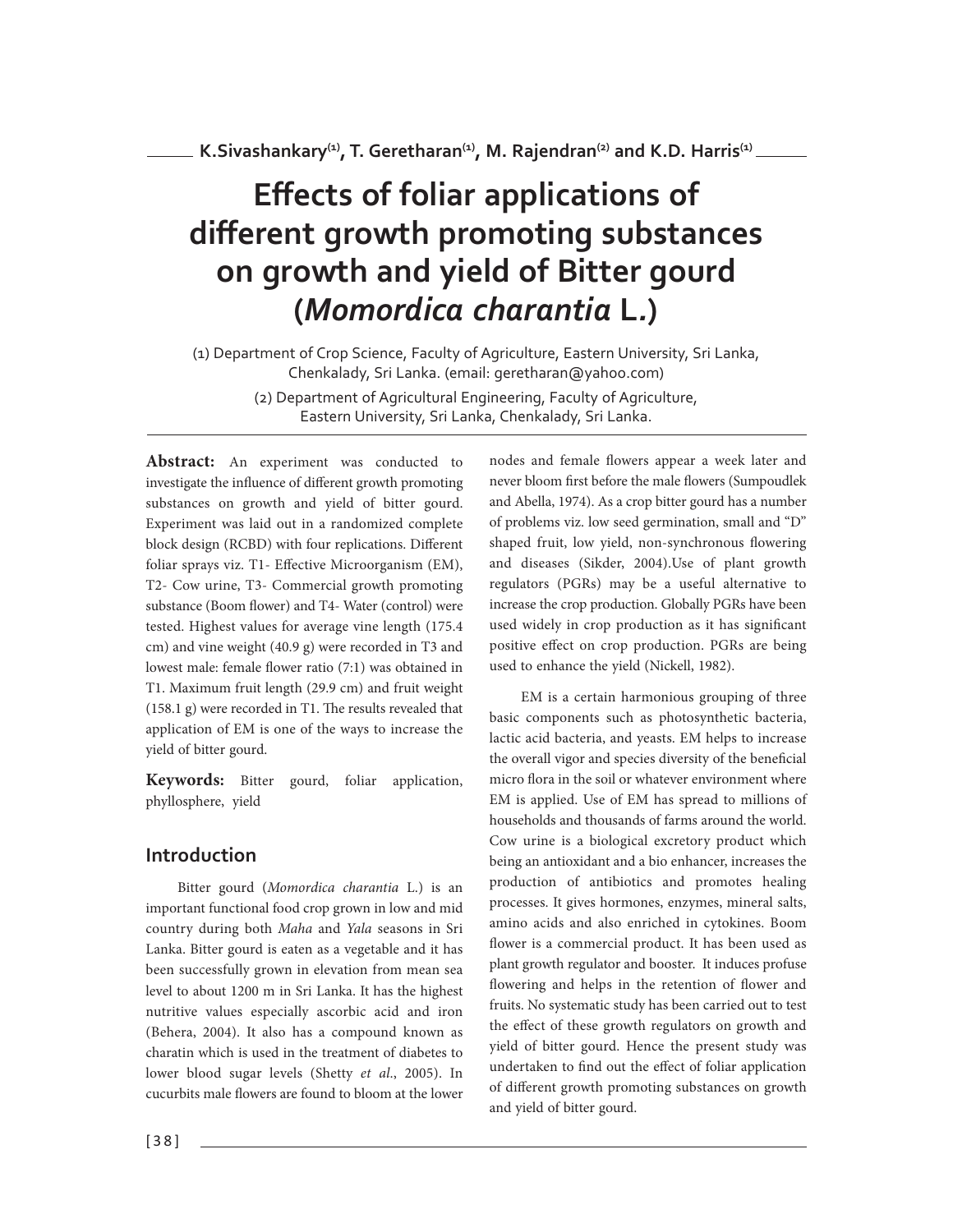K.Sivashankary[1], T. Geretharan[1], M. Rajendran[2] and K.D. Harris[1]

# Effects of foliar applications of different growth promoting substances on growth and yield of Bitter gourd (*Momordica charantia* L.)

(1) Department of Crop Science, Faculty of Agriculture, Eastern University, Sri Lanka, Chenkalady, Sri Lanka. (email: geretharan@yahoo.com)

(2) Department of Agricultural Engineering, Faculty of Agriculture, Eastern University, Sri Lanka, Chenkalady, Sri Lanka.

**Abstract:** An experiment was conducted to investigate the influence of different growth promoting substances on growth and yield of bitter gourd. Experiment was laid out in a randomized complete block design (RCBD) with four replications. Different foliar sprays viz. T1- Effective Microorganism (EM), T2- Cow urine, T3- Commercial growth promoting substance (Boom flower) and T4- Water (control) were tested. Highest values for average vine length (175.4 cm) and vine weight (40.9 g) were recorded in T3 and lowest male: female flower ratio (7:1) was obtained in T1. Maximum fruit length (29.9 cm) and fruit weight (158.1 g) were recorded in T1. The results revealed that application of EM is one of the ways to increase the yield of bitter gourd.

**Keywords:** Bitter gourd, foliar application, phyllosphere, yield

## Introduction

Bitter gourd (*Momordica charantia* L.) is an important functional food crop grown in low and mid country during both *Maha* and *Yala* seasons in Sri Lanka. Bitter gourd is eaten as a vegetable and it has been successfully grown in elevation from mean sea level to about 1200 m in Sri Lanka. It has the highest nutritive values especially ascorbic acid and iron (Behera, 2004). It also has a compound known as charatin which is used in the treatment of diabetes to lower blood sugar levels (Shetty *et al*., 2005). In cucurbits male flowers are found to bloom at the lower nodes and female flowers appear a week later and never bloom first before the male flowers (Sumpoudlek and Abella, 1974). As a crop bitter gourd has a number of problems viz. low seed germination, small and "D" shaped fruit, low yield, non-synchronous flowering and diseases (Sikder, 2004).Use of plant growth regulators (PGRs) may be a useful alternative to increase the crop production. Globally PGRs have been used widely in crop production as it has significant positive effect on crop production. PGRs are being used to enhance the yield (Nickell, 1982).

EM is a certain harmonious grouping of three basic components such as photosynthetic bacteria, lactic acid bacteria, and yeasts. EM helps to increase the overall vigor and species diversity of the beneficial micro flora in the soil or whatever environment where EM is applied. Use of EM has spread to millions of households and thousands of farms around the world. Cow urine is a biological excretory product which being an antioxidant and a bio enhancer, increases the production of antibiotics and promotes healing processes. It gives hormones, enzymes, mineral salts, amino acids and also enriched in cytokines. Boom flower is a commercial product. It has been used as plant growth regulator and booster. It induces profuse flowering and helps in the retention of flower and fruits. No systematic study has been carried out to test the effect of these growth regulators on growth and yield of bitter gourd. Hence the present study was undertaken to find out the effect of foliar application of different growth promoting substances on growth and yield of bitter gourd.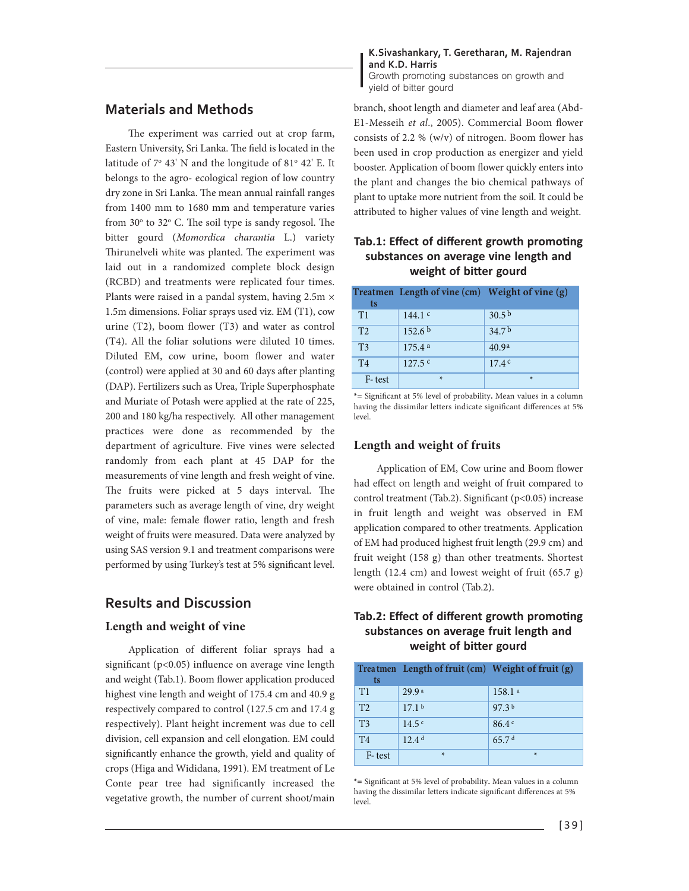## Materials and Methods

The experiment was carried out at crop farm, Eastern University, Sri Lanka. The field is located in the latitude of 7° 43' N and the longitude of 81° 42' E. It belongs to the agro- ecological region of low country dry zone in Sri Lanka. The mean annual rainfall ranges from 1400 mm to 1680 mm and temperature varies from 30° to 32° C. The soil type is sandy regosol. The bitter gourd (*Momordica charantia* L.) variety Thirunelveli white was planted. The experiment was laid out in a randomized complete block design (RCBD) and treatments were replicated four times. Plants were raised in a pandal system, having 2.5m × 1.5m dimensions. Foliar sprays used viz. EM (T1), cow urine (T2), boom flower (T3) and water as control (T4). All the foliar solutions were diluted 10 times. Diluted EM, cow urine, boom flower and water (control) were applied at 30 and 60 days after planting (DAP). Fertilizers such as Urea, Triple Superphosphate and Muriate of Potash were applied at the rate of 225, 200 and 180 kg/ha respectively. All other management practices were done as recommended by the department of agriculture. Five vines were selected randomly from each plant at 45 DAP for the measurements of vine length and fresh weight of vine. The fruits were picked at 5 days interval. The parameters such as average length of vine, dry weight of vine, male: female flower ratio, length and fresh weight of fruits were measured. Data were analyzed by using SAS version 9.1 and treatment comparisons were performed by using Turkey's test at 5% significant level.

## Results and Discussion

### Length and weight of vine

Application of different foliar sprays had a significant ($p<0.05$) influence on average vine length and weight (Tab.1). Boom flower application produced highest vine length and weight of 175.4 cm and 40.9 g respectively compared to control (127.5 cm and 17.4 g respectively). Plant height increment was due to cell division, cell expansion and cell elongation. EM could significantly enhance the growth, yield and quality of crops (Higa and Wididana, 1991). EM treatment of Le Conte pear tree had significantly increased the vegetative growth, the number of current shoot/main branch, shoot length and diameter and leaf area (Abd-E1-Messeih *et al*., 2005). Commercial Boom flower consists of 2.2 % (w/v) of nitrogen. Boom flower has been used in crop production as energizer and yield booster. Application of boom flower quickly enters into the plant and changes the bio chemical pathways of plant to uptake more nutrient from the soil. It could be attributed to higher values of vine length and weight.

**Tab.1: Effect of different growth promoting substances on average vine length and weight of bitter gourd**

| Treatments | Length of vine (cm) | Weight of vine (g) |
|---|---|---|
| T1 | 144.1 c | 30.5 b |
| T2 | 152.6 b | 34.7 b |
| T3 | 175.4 a | 40.9 a |
| T4 | 127.5 c | 17.4 c |
| F- test | * | * |

*= Significant at 5% level of probability. Mean values in a column having the dissimilar letters indicate significant differences at 5% level.

### Length and weight of fruits

Application of EM, Cow urine and Boom flower had effect on length and weight of fruit compared to control treatment (Tab.2). Significant ($p<0.05$) increase in fruit length and weight was observed in EM application compared to other treatments. Application of EM had produced highest fruit length (29.9 cm) and fruit weight (158 g) than other treatments. Shortest length (12.4 cm) and lowest weight of fruit (65.7 g) were obtained in control (Tab.2).

**Tab.2: Effect of different growth promoting substances on average fruit length and weight of bitter gourd**

| Treatments | Length of fruit (cm) | Weight of fruit (g) |
|---|---|---|
| T1 | 29.9 a | 158.1 a |
| T2 | 17.1 b | 97.3 b |
| T3 | 14.5 c | 86.4 c |
| T4 | 12.4 d | 65.7 d |
| F- test | * | * |

*= Significant at 5% level of probability. Mean values in a column having the dissimilar letters indicate significant differences at 5% level.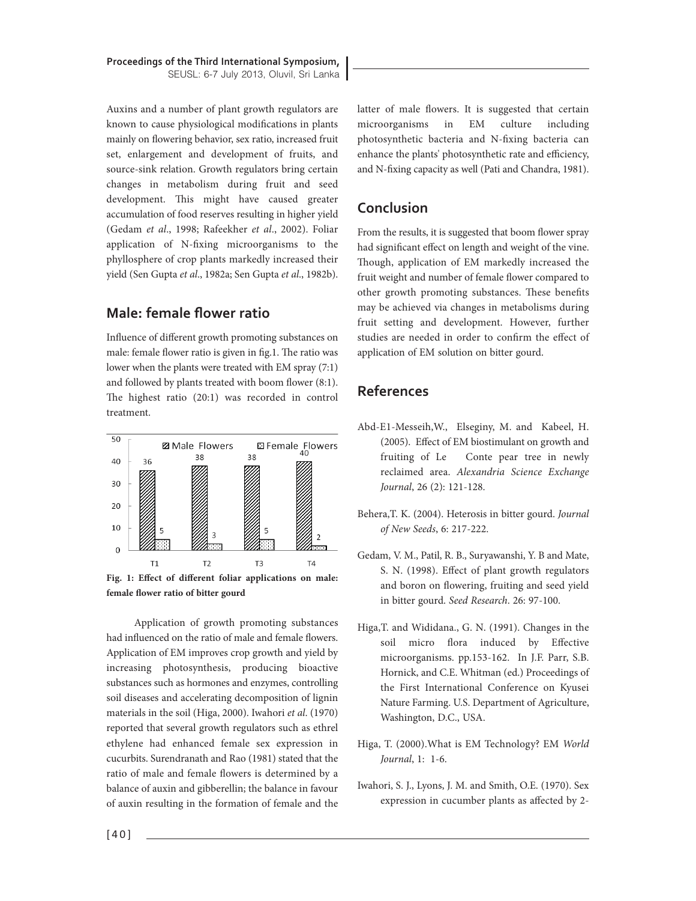Auxins and a number of plant growth regulators are known to cause physiological modifications in plants mainly on flowering behavior, sex ratio, increased fruit set, enlargement and development of fruits, and source-sink relation. Growth regulators bring certain changes in metabolism during fruit and seed development. This might have caused greater accumulation of food reserves resulting in higher yield (Gedam *et al*., 1998; Rafeekher *et al*., 2002). Foliar application of N-fixing microorganisms to the phyllosphere of crop plants markedly increased their yield (Sen Gupta *et al*., 1982a; Sen Gupta *et al*., 1982b).

## Male: female flower ratio

Influence of different growth promoting substances on male: female flower ratio is given in fig.1. The ratio was lower when the plants were treated with EM spray (7:1) and followed by plants treated with boom flower (8:1). The highest ratio (20:1) was recorded in control treatment.

| | T1 | T2 | T3 | T4 |
|---|---|---|---|---|
| Male Flowers | 36 | 38 | 38 | 40 |
| Female Flowers | 5 | 3 | 5 | 2 |

**Fig. 1: Effect of different foliar applications on male: female flower ratio of bitter gourd**

Application of growth promoting substances had influenced on the ratio of male and female flowers. Application of EM improves crop growth and yield by increasing photosynthesis, producing bioactive substances such as hormones and enzymes, controlling soil diseases and accelerating decomposition of lignin materials in the soil (Higa, 2000). Iwahori *et al*. (1970) reported that several growth regulators such as ethrel ethylene had enhanced female sex expression in cucurbits. Surendranath and Rao (1981) stated that the ratio of male and female flowers is determined by a balance of auxin and gibberellin; the balance in favour of auxin resulting in the formation of female and the latter of male flowers. It is suggested that certain microorganisms in EM culture including photosynthetic bacteria and N-fixing bacteria can enhance the plants' photosynthetic rate and efficiency, and N-fixing capacity as well (Pati and Chandra, 1981).

## Conclusion

From the results, it is suggested that boom flower spray had significant effect on length and weight of the vine. Though, application of EM markedly increased the fruit weight and number of female flower compared to other growth promoting substances. These benefits may be achieved via changes in metabolisms during fruit setting and development. However, further studies are needed in order to confirm the effect of application of EM solution on bitter gourd.

## References

Abd-E1-Messeih,W., Elseginy, M. and Kabeel, H. (2005). Effect of EM biostimulant on growth and fruiting of Le Conte pear tree in newly reclaimed area. *Alexandria Science Exchange Journal*, 26 (2): 121-128.

Behera,T. K. (2004). Heterosis in bitter gourd. *Journal of New Seeds*, 6: 217-222.

Gedam, V. M., Patil, R. B., Suryawanshi, Y. B and Mate, S. N. (1998). Effect of plant growth regulators and boron on flowering, fruiting and seed yield in bitter gourd. *Seed Research*. 26: 97-100.

Higa,T. and Wididana., G. N. (1991). Changes in the soil micro flora induced by Effective microorganisms. pp.153-162. In J.F. Parr, S.B. Hornick, and C.E. Whitman (ed.) Proceedings of the First International Conference on Kyusei Nature Farming. U.S. Department of Agriculture, Washington, D.C., USA.

Higa, T. (2000).What is EM Technology? EM *World Journal*, 1: 1-6.

Iwahori, S. J., Lyons, J. M. and Smith, O.E. (1970). Sex expression in cucumber plants as affected by 2-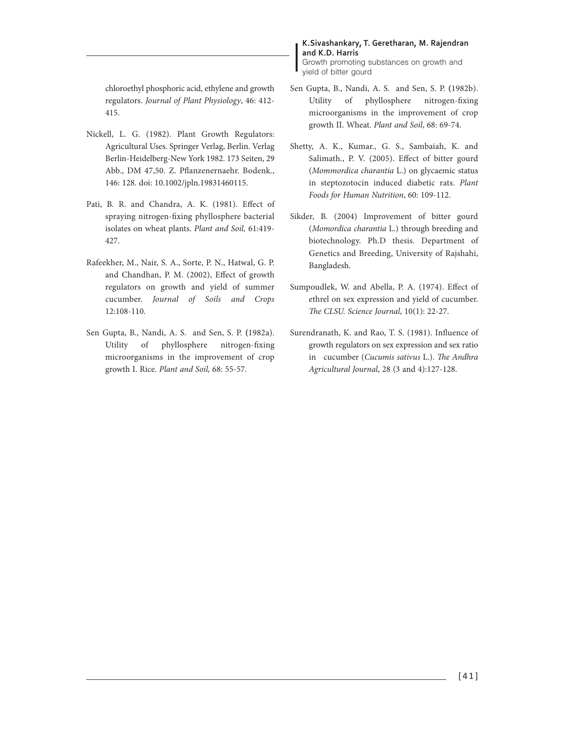chloroethyl phosphoric acid, ethylene and growth regulators. *Journal of Plant Physiology*, 46: 412-415.

Nickell, L. G. (1982). Plant Growth Regulators: Agricultural Uses. Springer Verlag, Berlin. Verlag Berlin-Heidelberg-New York 1982. 173 Seiten, 29 Abb., DM 47,50. Z. Pflanzenernaehr. Bodenk., 146: 128. doi: 10.1002/jpln.19831460115.

Pati, B. R. and Chandra, A. K. (1981). Effect of spraying nitrogen-fixing phyllosphere bacterial isolates on wheat plants. *Plant and Soil,* 61:419-427.

Rafeekher, M., Nair, S. A., Sorte, P. N., Hatwal, G. P. and Chandhan, P. M. (2002), Effect of growth regulators on growth and yield of summer cucumber. *Journal of Soils and Crops* 12:108-110.

Sen Gupta, B., Nandi, A. S. and Sen, S. P. (1982a). Utility of phyllosphere nitrogen-fixing microorganisms in the improvement of crop growth I. Rice. *Plant and Soil,* 68: 55-57.

Sen Gupta, B., Nandi, A. S. and Sen, S. P. (1982b). Utility of phyllosphere nitrogen-fixing microorganisms in the improvement of crop growth II. Wheat. *Plant and Soil*, 68: 69-74.

Shetty, A. K., Kumar., G. S., Sambaiah, K. and Salimath., P. V. (2005). Effect of bitter gourd (*Mommordica charantia* L.) on glycaemic status in steptozotocin induced diabetic rats. *Plant Foods for Human Nutrition*, 60: 109-112.

Sikder, B. (2004) Improvement of bitter gourd (*Momordica charantia* L.) through breeding and biotechnology. Ph.D thesis. Department of Genetics and Breeding, University of Rajshahi, Bangladesh.

Sumpoudlek, W. and Abella, P. A. (1974). Effect of ethrel on sex expression and yield of cucumber. *The CLSU. Science Journal*, 10(1): 22-27.

Surendranath, K. and Rao, T. S. (1981). Influence of growth regulators on sex expression and sex ratio in cucumber (*Cucumis sativus* L.). *The Andhra Agricultural Journal*, 28 (3 and 4):127-128.